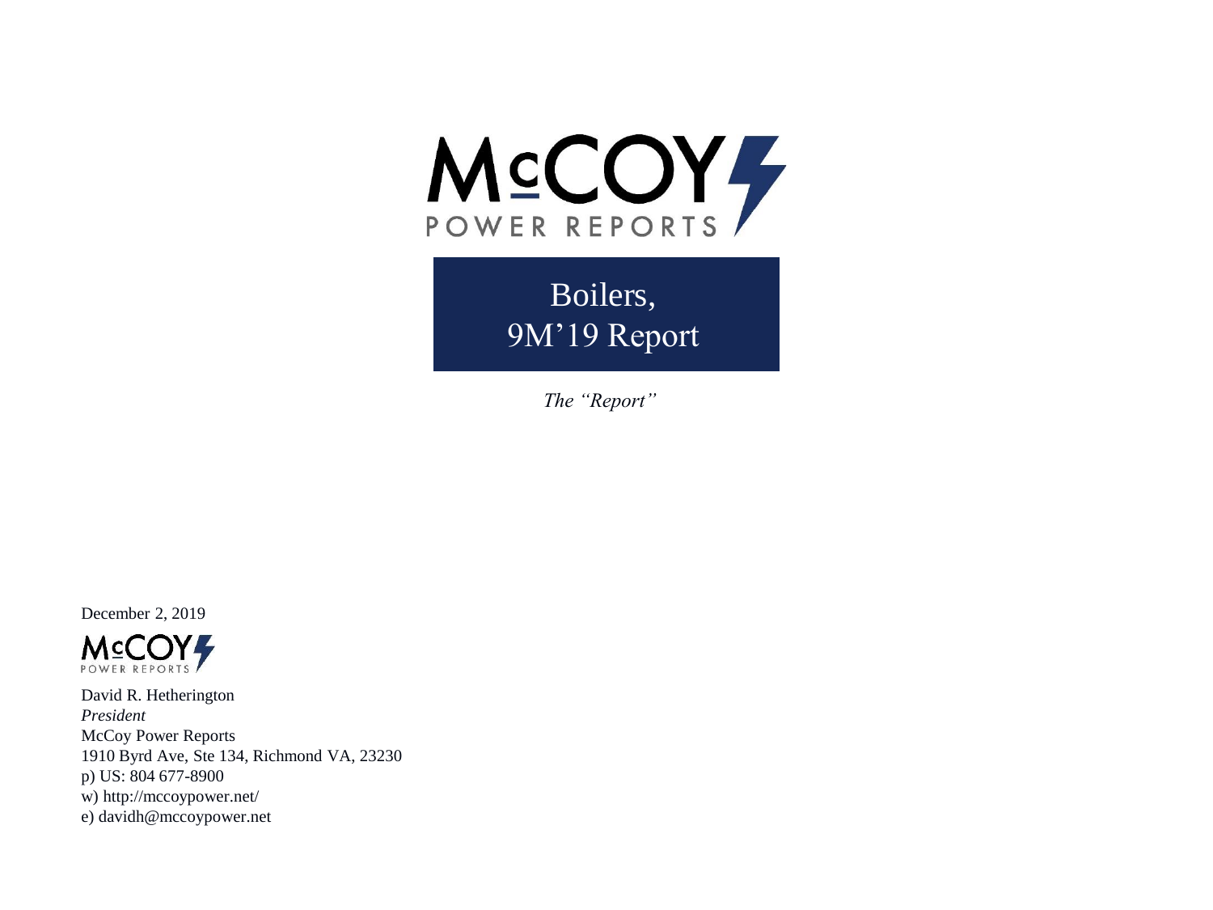# McCOY POWER REPORTS

# Boilers, 9M'19 Report

*The "Report"*

December 2, 2019

McCOY POWER REPORTS

David R. Hetherington
*President*
McCoy Power Reports
1910 Byrd Ave, Ste 134, Richmond VA, 23230
p) US: 804 677-8900
w) http://mccoypower.net/
e) davidh@mccoypower.net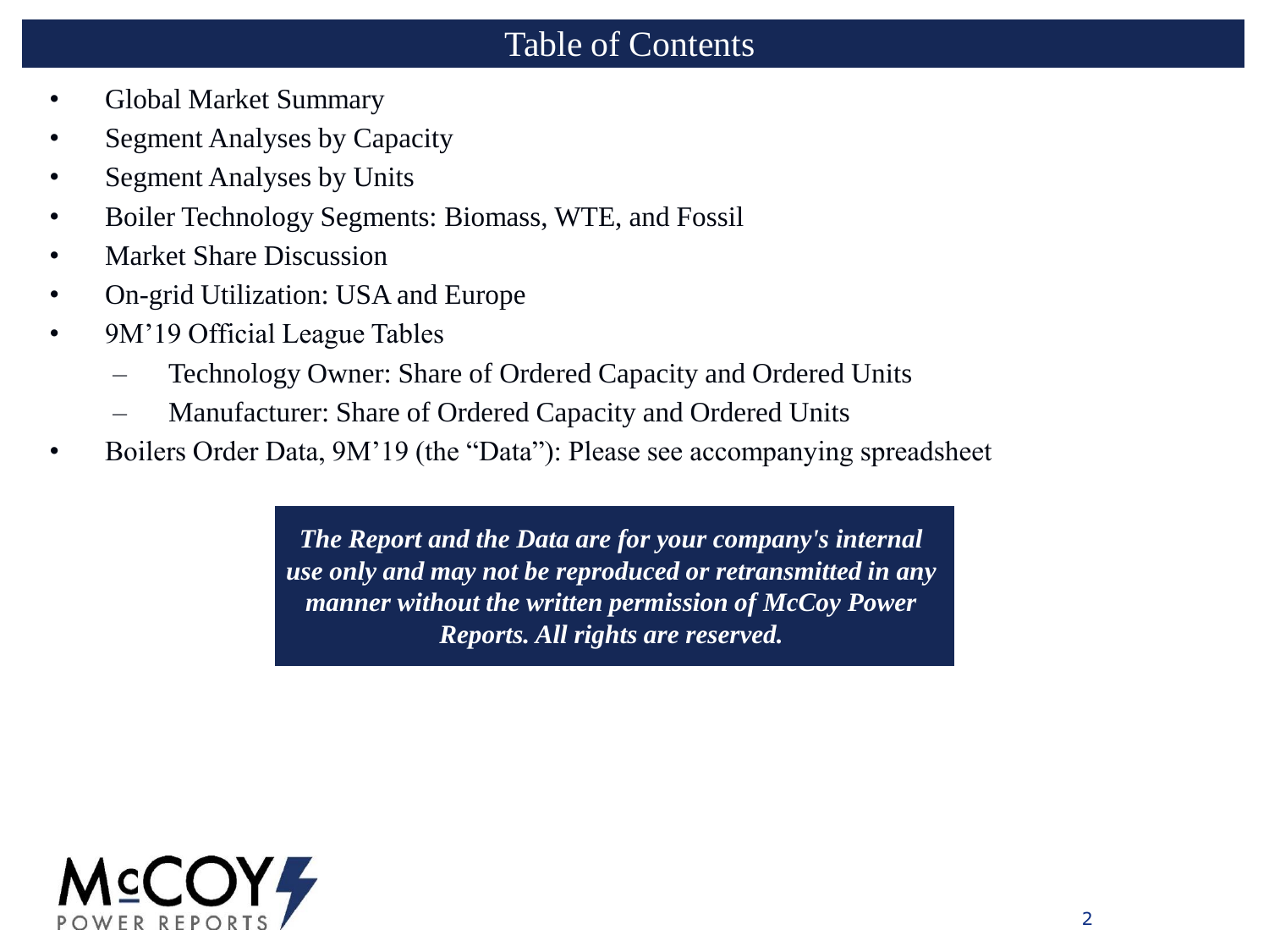# Table of Contents

- Global Market Summary
- Segment Analyses by Capacity
- Segment Analyses by Units
- Boiler Technology Segments: Biomass, WTE, and Fossil
- Market Share Discussion
- On-grid Utilization: USA and Europe
- 9M'19 Official League Tables
  - Technology Owner: Share of Ordered Capacity and Ordered Units
  - Manufacturer: Share of Ordered Capacity and Ordered Units
- Boilers Order Data, 9M'19 (the "Data"): Please see accompanying spreadsheet

***The Report and the Data are for your company's internal use only and may not be reproduced or retransmitted in any manner without the written permission of McCoy Power Reports. All rights are reserved.***

McCOY POWER REPORTS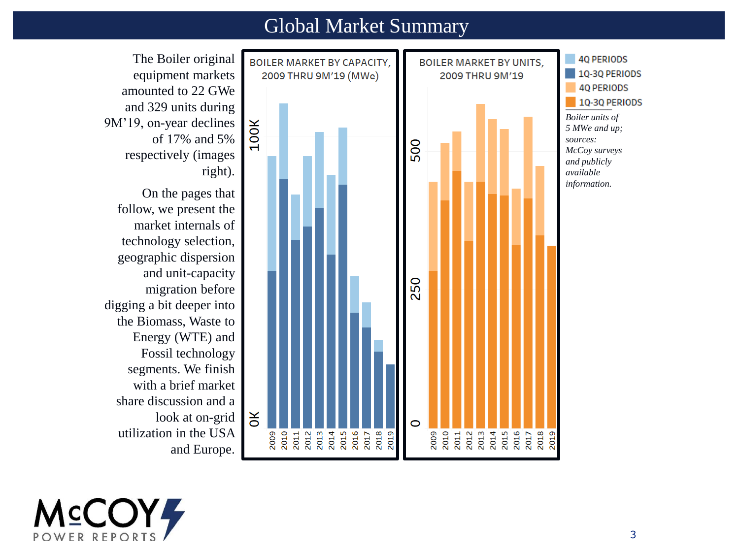# Global Market Summary

The Boiler original equipment markets amounted to 22 GWe and 329 units during 9M'19, on-year declines of 17% and 5% respectively (images right).

On the pages that follow, we present the market internals of technology selection, geographic dispersion and unit-capacity migration before digging a bit deeper into the Biomass, Waste to Energy (WTE) and Fossil technology segments. We finish with a brief market share discussion and a look at on-grid utilization in the USA and Europe.

BOILER MARKET BY CAPACITY, 2009 THRU 9M'19 (MWe)

BOILER MARKET BY UNITS, 2009 THRU 9M'19

4Q PERIODS
1Q-3Q PERIODS
4Q PERIODS
1Q-3Q PERIODS

*Boiler units of 5 MWe and up; sources: McCoy surveys and publicly available information.*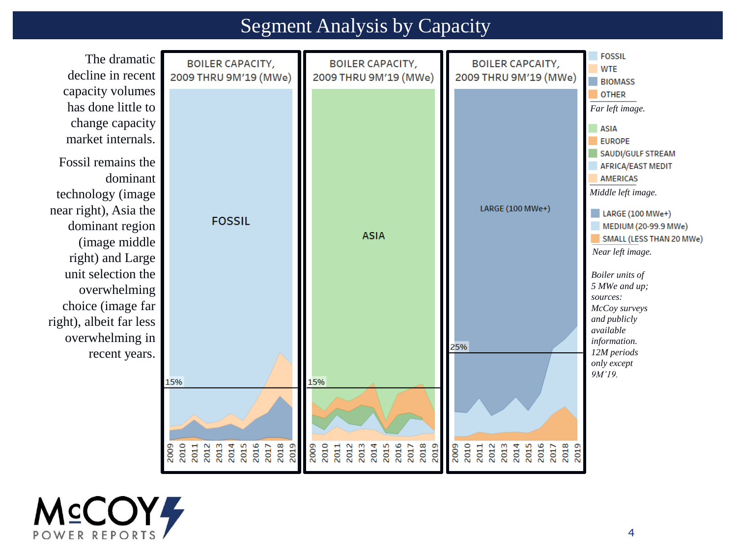# Segment Analysis by Capacity

The dramatic decline in recent capacity volumes has done little to change capacity market internals.

Fossil remains the dominant technology (image near right), Asia the dominant region (image middle right) and Large unit selection the overwhelming choice (image far right), albeit far less overwhelming in recent years.

BOILER CAPACITY, 2009 THRU 9M'19 (MWe)

BOILER CAPACITY, 2009 THRU 9M'19 (MWe)

BOILER CAPCAITY, 2009 THRU 9M'19 (MWe)

FOSSIL
WTE
BIOMASS
OTHER

*Far left image.*

ASIA
EUROPE
SAUDI/GULF STREAM
AFRICA/EAST MEDIT
AMERICAS

*Middle left image.*

LARGE (100 MWe+)
MEDIUM (20-99.9 MWe)
SMALL (LESS THAN 20 MWe)

*Near left image.*

*Boiler units of 5 MWe and up; sources: McCoy surveys and publicly available information. 12M periods only except 9M'19.*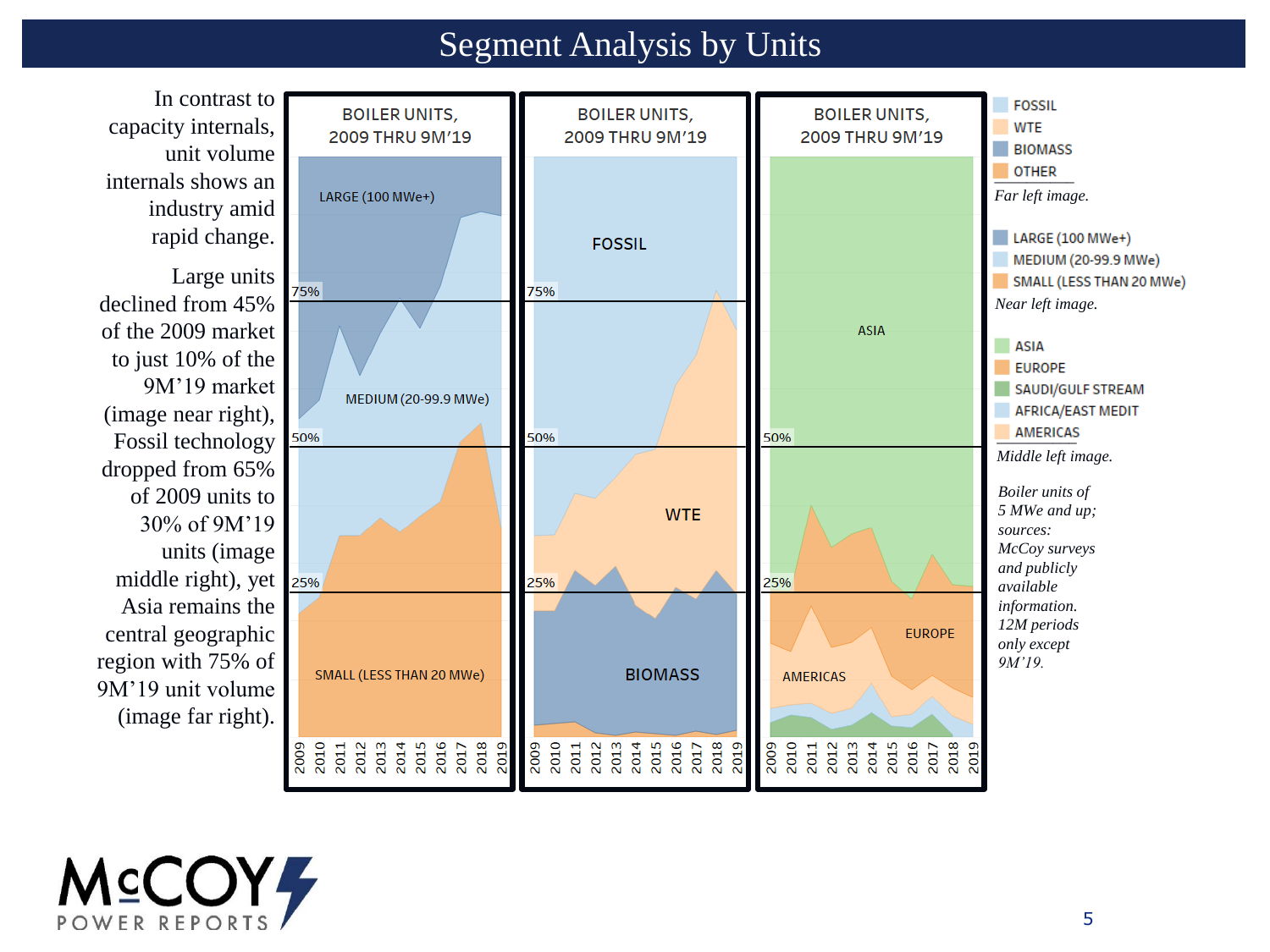# Segment Analysis by Units

In contrast to capacity internals, unit volume internals shows an industry amid rapid change.

Large units declined from 45% of the 2009 market to just 10% of the 9M'19 market (image near right), Fossil technology dropped from 65% of 2009 units to 30% of 9M'19 units (image middle right), yet Asia remains the central geographic region with 75% of 9M'19 unit volume (image far right).

BOILER UNITS, 2009 THRU 9M'19

BOILER UNITS, 2009 THRU 9M'19

BOILER UNITS, 2009 THRU 9M'19

- FOSSIL
- WTE
- BIOMASS
- OTHER

*Far left image.*

- LARGE (100 MWe+)
- MEDIUM (20-99.9 MWe)
- SMALL (LESS THAN 20 MWe)

*Near left image.*

- ASIA
- EUROPE
- SAUDI/GULF STREAM
- AFRICA/EAST MEDIT
- AMERICAS

*Middle left image.*

*Boiler units of 5 MWe and up; sources: McCoy surveys and publicly available information. 12M periods only except 9M'19.*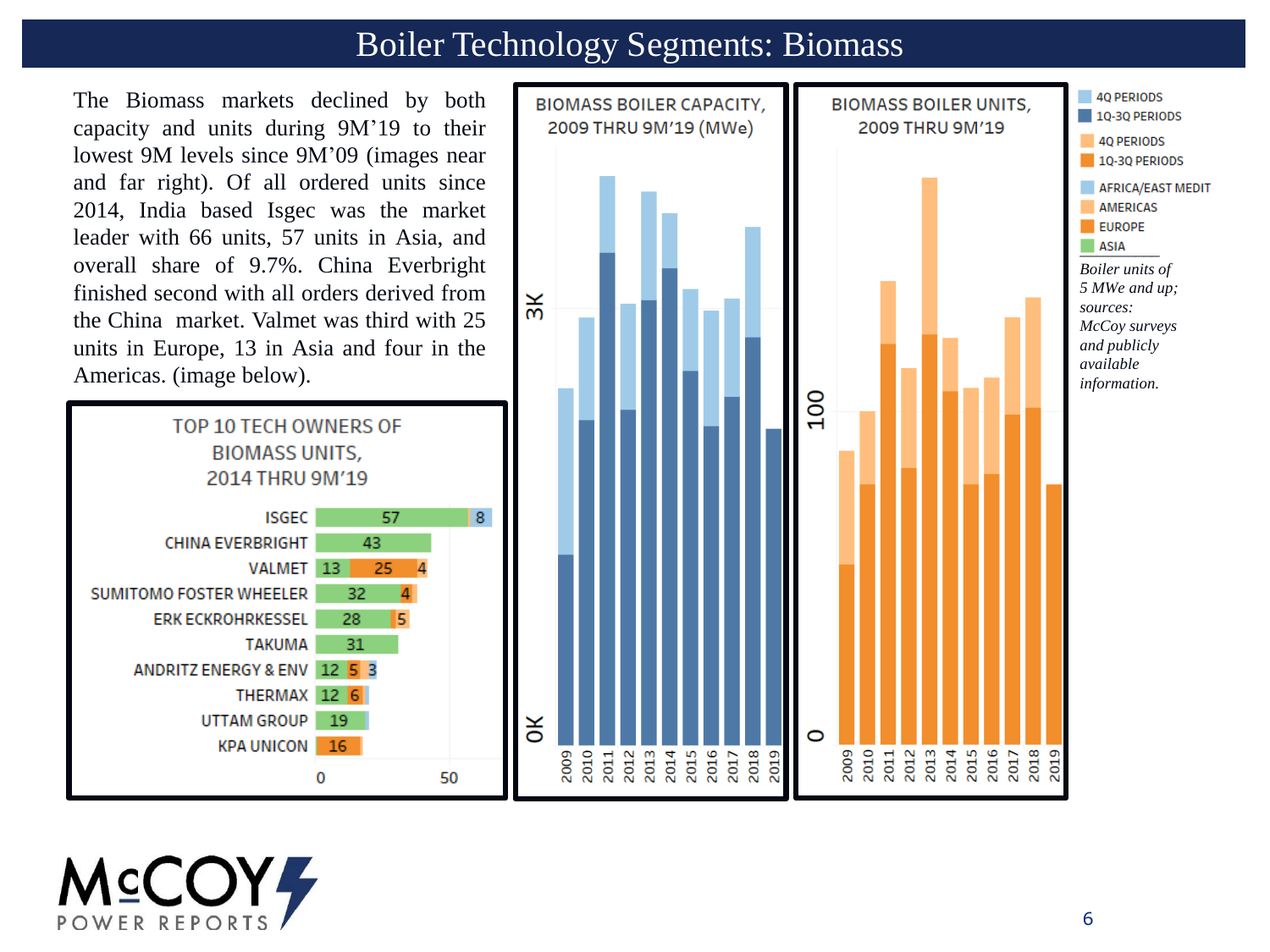# Boiler Technology Segments: Biomass

The Biomass markets declined by both capacity and units during 9M'19 to their lowest 9M levels since 9M'09 (images near and far right). Of all ordered units since 2014, India based Isgec was the market leader with 66 units, 57 units in Asia, and overall share of 9.7%. China Everbright finished second with all orders derived from the China market. Valmet was third with 25 units in Europe, 13 in Asia and four in the Americas. (image below).

**TOP 10 TECH OWNERS OF BIOMASS UNITS, 2014 THRU 9M'19**

| Owner | Values |
| --- | --- |
| ISGEC | 57, 8 |
| CHINA EVERBRIGHT | 43 |
| VALMET | 13, 25, 4 |
| SUMITOMO FOSTER WHEELER | 32, 4 |
| ERK ECKROHRKESSEL | 28, 5 |
| TAKUMA | 31 |
| ANDRITZ ENERGY & ENV | 12, 5, 3 |
| THERMAX | 12, 6 |
| UTTAM GROUP | 19 |
| KPA UNICON | 16 |

**BIOMASS BOILER CAPACITY, 2009 THRU 9M'19 (MWe)**

**BIOMASS BOILER UNITS, 2009 THRU 9M'19**

4Q PERIODS; 1Q-3Q PERIODS; 4Q PERIODS; 1Q-3Q PERIODS; AFRICA/EAST MEDIT; AMERICAS; EUROPE; ASIA

*Boiler units of 5 MWe and up; sources: McCoy surveys and publicly available information.*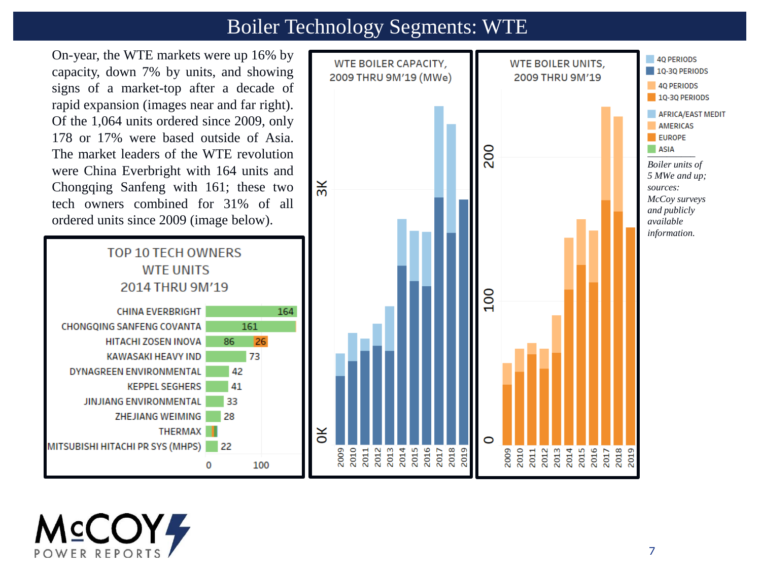# Boiler Technology Segments: WTE

On-year, the WTE markets were up 16% by capacity, down 7% by units, and showing signs of a market-top after a decade of rapid expansion (images near and far right). Of the 1,064 units ordered since 2009, only 178 or 17% were based outside of Asia. The market leaders of the WTE revolution were China Everbright with 164 units and Chongqing Sanfeng with 161; these two tech owners combined for 31% of all ordered units since 2009 (image below).

**TOP 10 TECH OWNERS WTE UNITS 2014 THRU 9M'19**

| Tech Owner | Units |
|---|---|
| CHINA EVERBRIGHT | 164 |
| CHONGQING SANFENG COVANTA | 161 |
| HITACHI ZOSEN INOVA | 86 / 26 |
| KAWASAKI HEAVY IND | 73 |
| DYNAGREEN ENVIRONMENTAL | 42 |
| KEPPEL SEGHERS | 41 |
| JINJIANG ENVIRONMENTAL | 33 |
| ZHEJIANG WEIMING | 28 |
| THERMAX | |
| MITSUBISHI HITACHI PR SYS (MHPS) | 22 |

**WTE BOILER CAPACITY, 2009 THRU 9M'19 (MWe)**

**WTE BOILER UNITS, 2009 THRU 9M'19**

Legend: 4Q PERIODS; 1Q-3Q PERIODS; 4Q PERIODS; 1Q-3Q PERIODS; AFRICA/EAST MEDIT; AMERICAS; EUROPE; ASIA

*Boiler units of 5 MWe and up; sources: McCoy surveys and publicly available information.*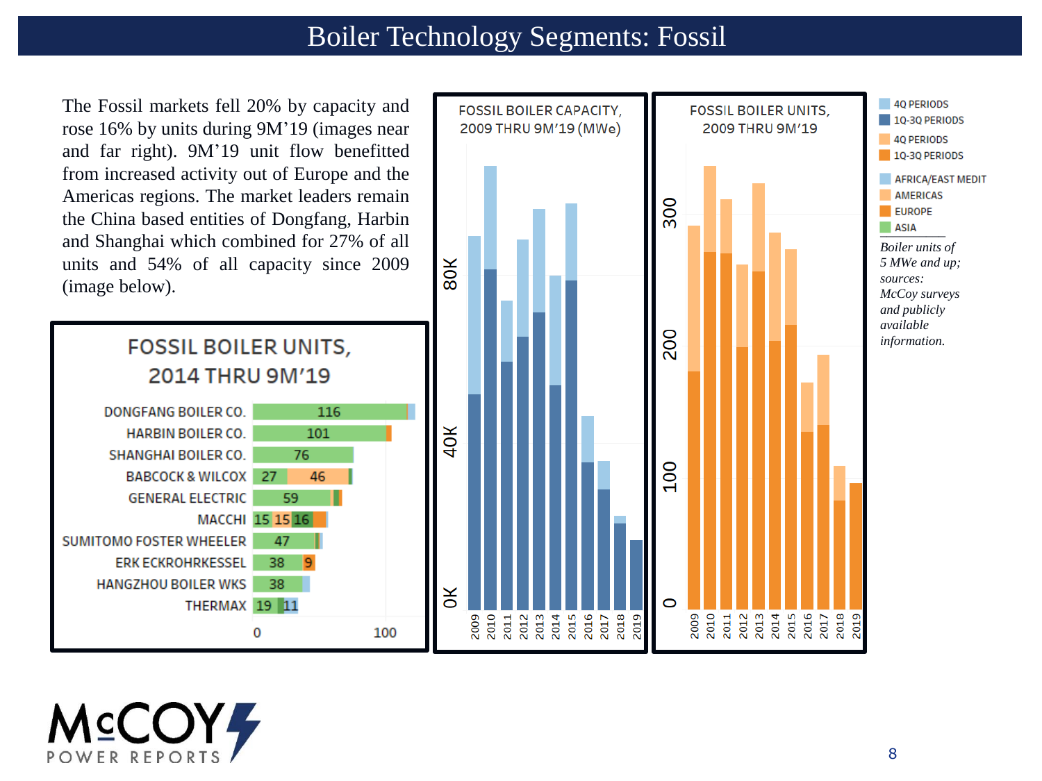# Boiler Technology Segments: Fossil

The Fossil markets fell 20% by capacity and rose 16% by units during 9M'19 (images near and far right). 9M'19 unit flow benefitted from increased activity out of Europe and the Americas regions. The market leaders remain the China based entities of Dongfang, Harbin and Shanghai which combined for 27% of all units and 54% of all capacity since 2009 (image below).

**FOSSIL BOILER UNITS, 2014 THRU 9M'19**

| Company | Units |
|---|---|
| DONGFANG BOILER CO. | 116 |
| HARBIN BOILER CO. | 101 |
| SHANGHAI BOILER CO. | 76 |
| BABCOCK & WILCOX | 27, 46 |
| GENERAL ELECTRIC | 59 |
| MACCHI | 15, 15, 16 |
| SUMITOMO FOSTER WHEELER | 47 |
| ERK ECKROHRKESSEL | 38, 9 |
| HANGZHOU BOILER WKS | 38 |
| THERMAX | 19, 11 |

**FOSSIL BOILER CAPACITY, 2009 THRU 9M'19 (MWe)**

**FOSSIL BOILER UNITS, 2009 THRU 9M'19**

Legend: 4Q PERIODS; 1Q-3Q PERIODS; 4Q PERIODS; 1Q-3Q PERIODS; AFRICA/EAST MEDIT; AMERICAS; EUROPE; ASIA

*Boiler units of 5 MWe and up; sources: McCoy surveys and publicly available information.*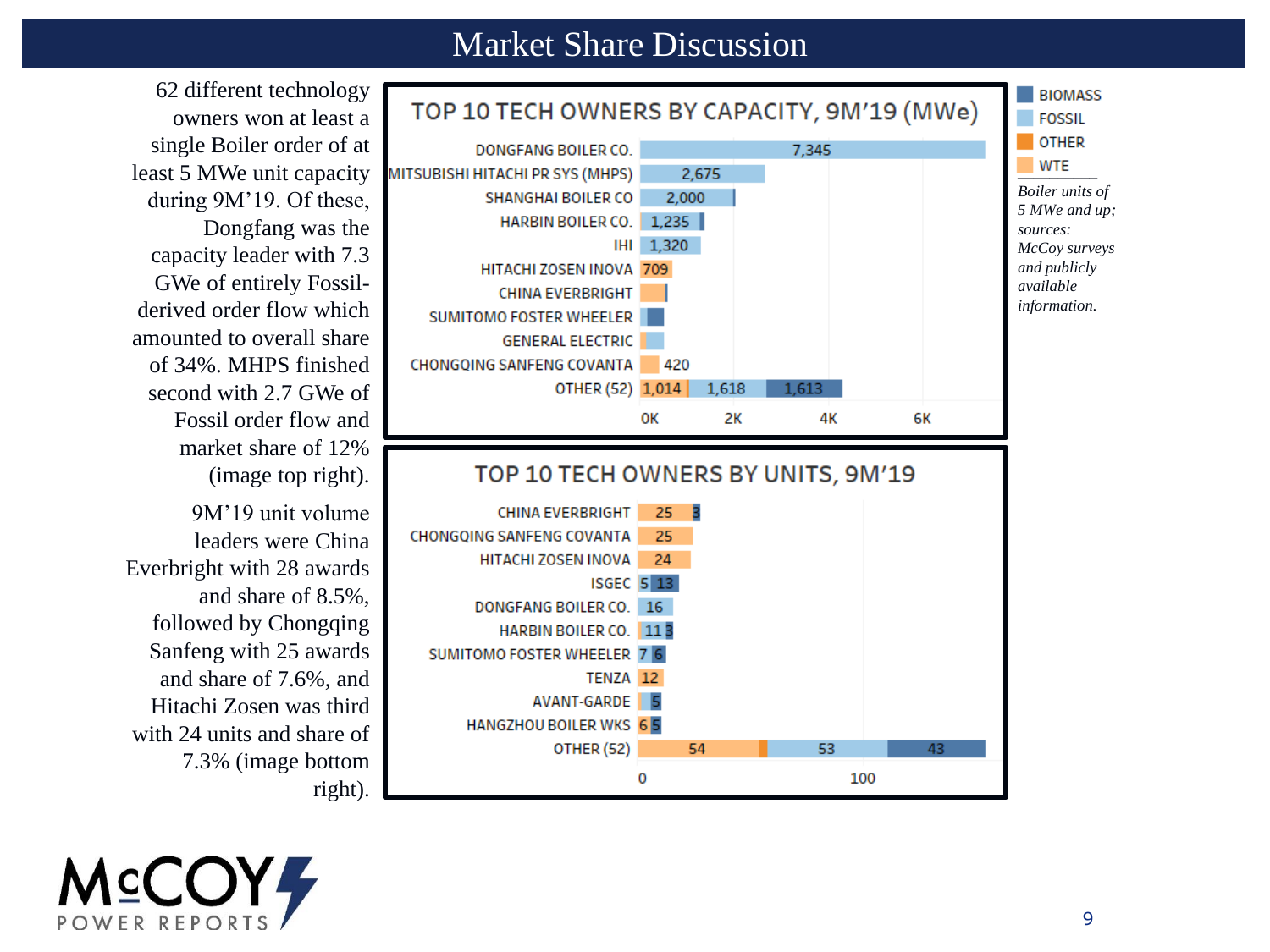# Market Share Discussion

62 different technology owners won at least a single Boiler order of at least 5 MWe unit capacity during 9M'19. Of these, Dongfang was the capacity leader with 7.3 GWe of entirely Fossil-derived order flow which amounted to overall share of 34%. MHPS finished second with 2.7 GWe of Fossil order flow and market share of 12% (image top right).

9M'19 unit volume leaders were China Everbright with 28 awards and share of 8.5%, followed by Chongqing Sanfeng with 25 awards and share of 7.6%, and Hitachi Zosen was third with 24 units and share of 7.3% (image bottom right).

## TOP 10 TECH OWNERS BY CAPACITY, 9M'19 (MWe)

| Tech Owner | Values shown |
|---|---|
| DONGFANG BOILER CO. | 7,345 |
| MITSUBISHI HITACHI PR SYS (MHPS) | 2,675 |
| SHANGHAI BOILER CO | 2,000 |
| HARBIN BOILER CO. | 1,235 |
| IHI | 1,320 |
| HITACHI ZOSEN INOVA | 709 |
| CHINA EVERBRIGHT | |
| SUMITOMO FOSTER WHEELER | |
| GENERAL ELECTRIC | |
| CHONGQING SANFENG COVANTA | 420 |
| OTHER (52) | 1,014; 1,618; 1,613 |

## TOP 10 TECH OWNERS BY UNITS, 9M'19

| Tech Owner | Values shown |
|---|---|
| CHINA EVERBRIGHT | 25; 3 |
| CHONGQING SANFENG COVANTA | 25 |
| HITACHI ZOSEN INOVA | 24 |
| ISGEC | 5; 13 |
| DONGFANG BOILER CO. | 16 |
| HARBIN BOILER CO. | 11; 3 |
| SUMITOMO FOSTER WHEELER | 7; 6 |
| TENZA | 12 |
| AVANT-GARDE | 5 |
| HANGZHOU BOILER WKS | 6; 5 |
| OTHER (52) | 54; 53; 43 |

Legend: BIOMASS, FOSSIL, OTHER, WTE

*Boiler units of 5 MWe and up; sources: McCoy surveys and publicly available information.*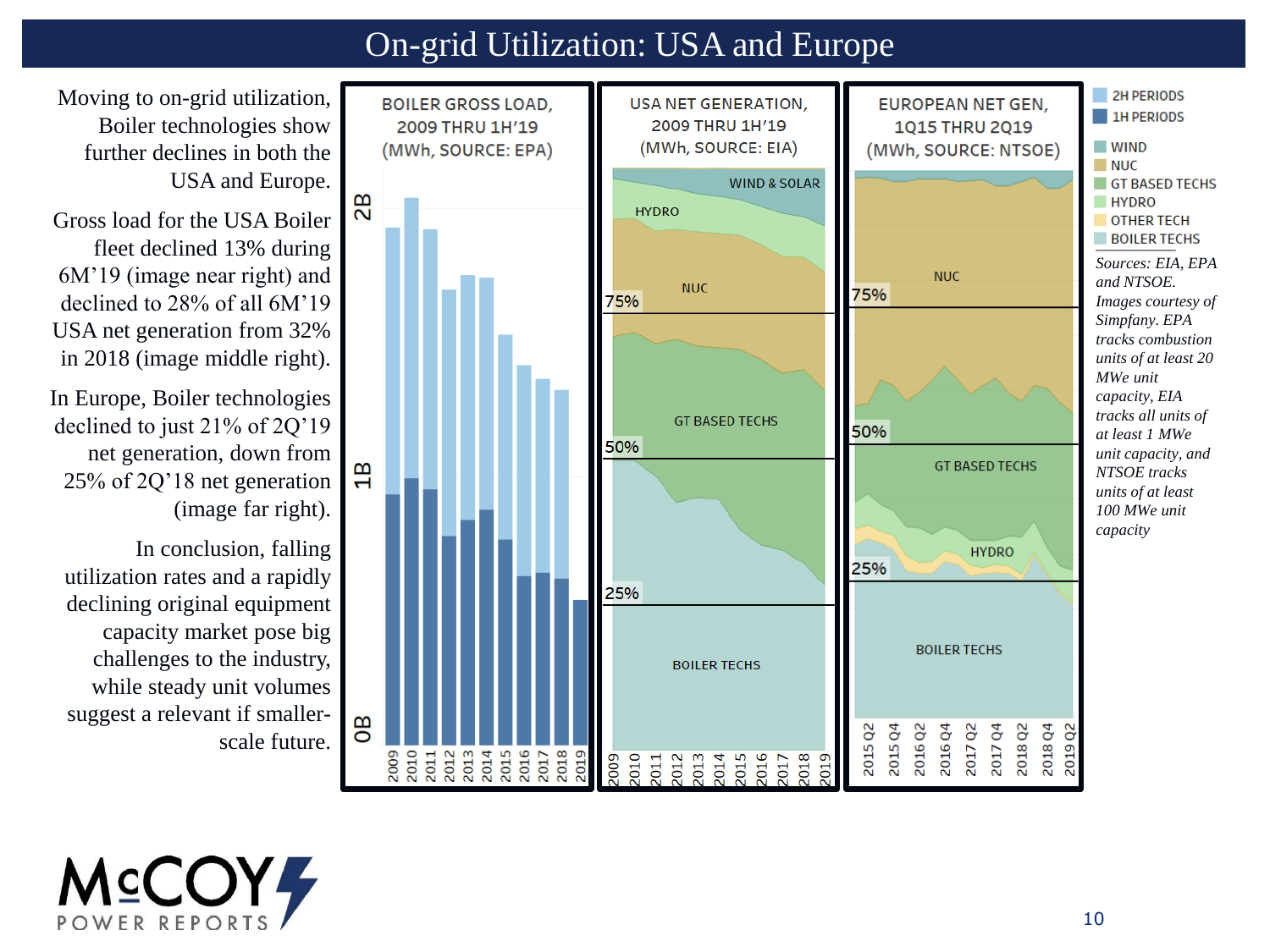# On-grid Utilization: USA and Europe

Moving to on-grid utilization, Boiler technologies show further declines in both the USA and Europe.

Gross load for the USA Boiler fleet declined 13% during 6M'19 (image near right) and declined to 28% of all 6M'19 USA net generation from 32% in 2018 (image middle right).

In Europe, Boiler technologies declined to just 21% of 2Q'19 net generation, down from 25% of 2Q'18 net generation (image far right).

In conclusion, falling utilization rates and a rapidly declining original equipment capacity market pose big challenges to the industry, while steady unit volumes suggest a relevant if smaller-scale future.

BOILER GROSS LOAD, 2009 THRU 1H'19 (MWh, SOURCE: EPA)

USA NET GENERATION, 2009 THRU 1H'19 (MWh, SOURCE: EIA)

EUROPEAN NET GEN, 1Q15 THRU 2Q19 (MWh, SOURCE: NTSOE)

*Sources: EIA, EPA and NTSOE. Images courtesy of Simpfany. EPA tracks combustion units of at least 20 MWe unit capacity, EIA tracks all units of at least 1 MWe unit capacity, and NTSOE tracks units of at least 100 MWe unit capacity*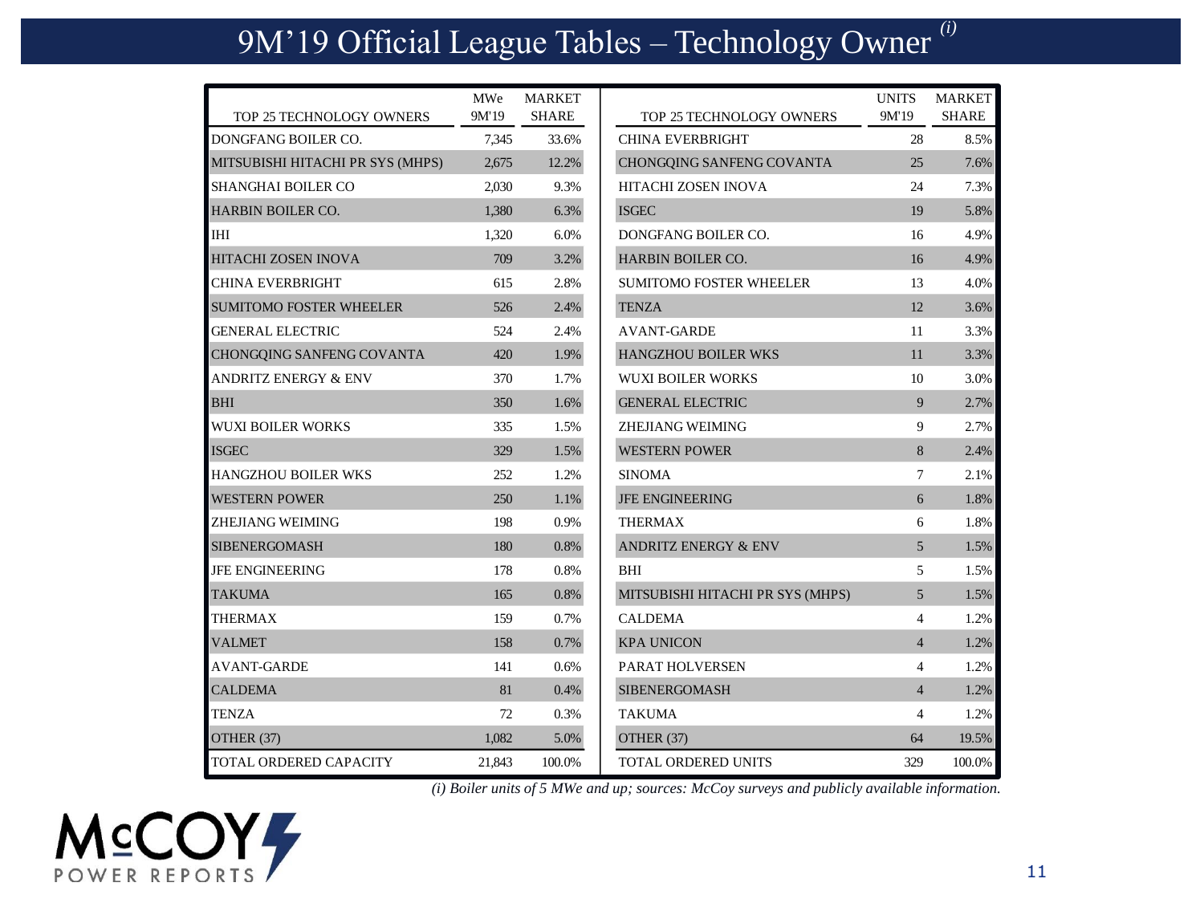# 9M'19 Official League Tables – Technology Owner [(i)]

| TOP 25 TECHNOLOGY OWNERS | MWe 9M'19 | MARKET SHARE |
|---|---|---|
| DONGFANG BOILER CO. | 7,345 | 33.6% |
| MITSUBISHI HITACHI PR SYS (MHPS) | 2,675 | 12.2% |
| SHANGHAI BOILER CO | 2,030 | 9.3% |
| HARBIN BOILER CO. | 1,380 | 6.3% |
| IHI | 1,320 | 6.0% |
| HITACHI ZOSEN INOVA | 709 | 3.2% |
| CHINA EVERBRIGHT | 615 | 2.8% |
| SUMITOMO FOSTER WHEELER | 526 | 2.4% |
| GENERAL ELECTRIC | 524 | 2.4% |
| CHONGQING SANFENG COVANTA | 420 | 1.9% |
| ANDRITZ ENERGY & ENV | 370 | 1.7% |
| BHI | 350 | 1.6% |
| WUXI BOILER WORKS | 335 | 1.5% |
| ISGEC | 329 | 1.5% |
| HANGZHOU BOILER WKS | 252 | 1.2% |
| WESTERN POWER | 250 | 1.1% |
| ZHEJIANG WEIMING | 198 | 0.9% |
| SIBENERGOMASH | 180 | 0.8% |
| JFE ENGINEERING | 178 | 0.8% |
| TAKUMA | 165 | 0.8% |
| THERMAX | 159 | 0.7% |
| VALMET | 158 | 0.7% |
| AVANT-GARDE | 141 | 0.6% |
| CALDEMA | 81 | 0.4% |
| TENZA | 72 | 0.3% |
| OTHER (37) | 1,082 | 5.0% |
| TOTAL ORDERED CAPACITY | 21,843 | 100.0% |

| TOP 25 TECHNOLOGY OWNERS | UNITS 9M'19 | MARKET SHARE |
|---|---|---|
| CHINA EVERBRIGHT | 28 | 8.5% |
| CHONGQING SANFENG COVANTA | 25 | 7.6% |
| HITACHI ZOSEN INOVA | 24 | 7.3% |
| ISGEC | 19 | 5.8% |
| DONGFANG BOILER CO. | 16 | 4.9% |
| HARBIN BOILER CO. | 16 | 4.9% |
| SUMITOMO FOSTER WHEELER | 13 | 4.0% |
| TENZA | 12 | 3.6% |
| AVANT-GARDE | 11 | 3.3% |
| HANGZHOU BOILER WKS | 11 | 3.3% |
| WUXI BOILER WORKS | 10 | 3.0% |
| GENERAL ELECTRIC | 9 | 2.7% |
| ZHEJIANG WEIMING | 9 | 2.7% |
| WESTERN POWER | 8 | 2.4% |
| SINOMA | 7 | 2.1% |
| JFE ENGINEERING | 6 | 1.8% |
| THERMAX | 6 | 1.8% |
| ANDRITZ ENERGY & ENV | 5 | 1.5% |
| BHI | 5 | 1.5% |
| MITSUBISHI HITACHI PR SYS (MHPS) | 5 | 1.5% |
| CALDEMA | 4 | 1.2% |
| KPA UNICON | 4 | 1.2% |
| PARAT HOLVERSEN | 4 | 1.2% |
| SIBENERGOMASH | 4 | 1.2% |
| TAKUMA | 4 | 1.2% |
| OTHER (37) | 64 | 19.5% |
| TOTAL ORDERED UNITS | 329 | 100.0% |

*(i) Boiler units of 5 MWe and up; sources: McCoy surveys and publicly available information.*

McCOY POWER REPORTS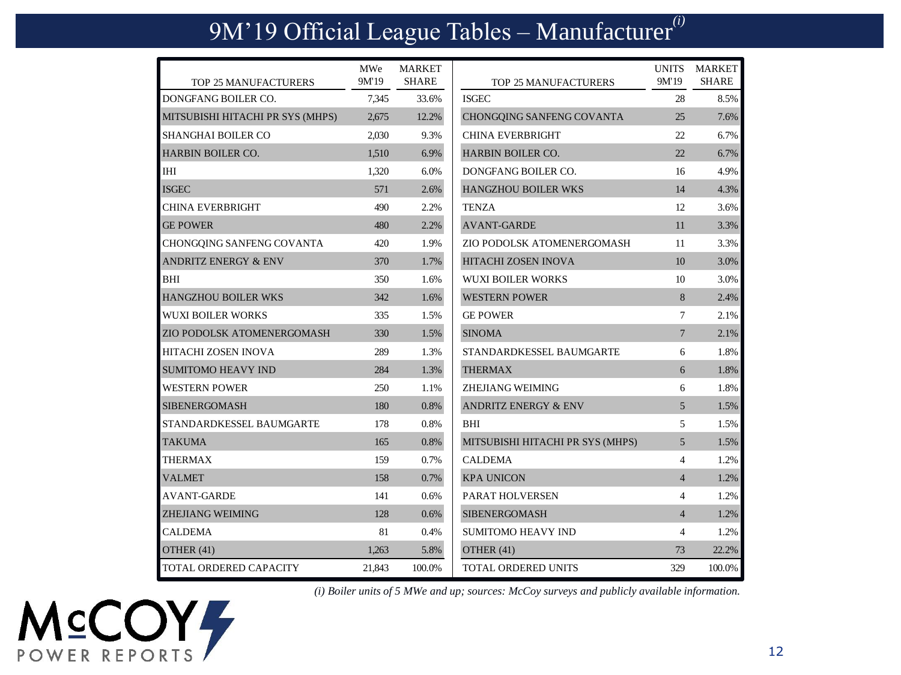# 9M'19 Official League Tables – Manufacturer(i)

| TOP 25 MANUFACTURERS | MWe 9M'19 | MARKET SHARE |
|---|---|---|
| DONGFANG BOILER CO. | 7,345 | 33.6% |
| MITSUBISHI HITACHI PR SYS (MHPS) | 2,675 | 12.2% |
| SHANGHAI BOILER CO | 2,030 | 9.3% |
| HARBIN BOILER CO. | 1,510 | 6.9% |
| IHI | 1,320 | 6.0% |
| ISGEC | 571 | 2.6% |
| CHINA EVERBRIGHT | 490 | 2.2% |
| GE POWER | 480 | 2.2% |
| CHONGQING SANFENG COVANTA | 420 | 1.9% |
| ANDRITZ ENERGY & ENV | 370 | 1.7% |
| BHI | 350 | 1.6% |
| HANGZHOU BOILER WKS | 342 | 1.6% |
| WUXI BOILER WORKS | 335 | 1.5% |
| ZIO PODOLSK ATOMENERGOMASH | 330 | 1.5% |
| HITACHI ZOSEN INOVA | 289 | 1.3% |
| SUMITOMO HEAVY IND | 284 | 1.3% |
| WESTERN POWER | 250 | 1.1% |
| SIBENERGOMASH | 180 | 0.8% |
| STANDARDKESSEL BAUMGARTE | 178 | 0.8% |
| TAKUMA | 165 | 0.8% |
| THERMAX | 159 | 0.7% |
| VALMET | 158 | 0.7% |
| AVANT-GARDE | 141 | 0.6% |
| ZHEJIANG WEIMING | 128 | 0.6% |
| CALDEMA | 81 | 0.4% |
| OTHER (41) | 1,263 | 5.8% |
| TOTAL ORDERED CAPACITY | 21,843 | 100.0% |

| TOP 25 MANUFACTURERS | UNITS 9M'19 | MARKET SHARE |
|---|---|---|
| ISGEC | 28 | 8.5% |
| CHONGQING SANFENG COVANTA | 25 | 7.6% |
| CHINA EVERBRIGHT | 22 | 6.7% |
| HARBIN BOILER CO. | 22 | 6.7% |
| DONGFANG BOILER CO. | 16 | 4.9% |
| HANGZHOU BOILER WKS | 14 | 4.3% |
| TENZA | 12 | 3.6% |
| AVANT-GARDE | 11 | 3.3% |
| ZIO PODOLSK ATOMENERGOMASH | 11 | 3.3% |
| HITACHI ZOSEN INOVA | 10 | 3.0% |
| WUXI BOILER WORKS | 10 | 3.0% |
| WESTERN POWER | 8 | 2.4% |
| GE POWER | 7 | 2.1% |
| SINOMA | 7 | 2.1% |
| STANDARDKESSEL BAUMGARTE | 6 | 1.8% |
| THERMAX | 6 | 1.8% |
| ZHEJIANG WEIMING | 6 | 1.8% |
| ANDRITZ ENERGY & ENV | 5 | 1.5% |
| BHI | 5 | 1.5% |
| MITSUBISHI HITACHI PR SYS (MHPS) | 5 | 1.5% |
| CALDEMA | 4 | 1.2% |
| KPA UNICON | 4 | 1.2% |
| PARAT HOLVERSEN | 4 | 1.2% |
| SIBENERGOMASH | 4 | 1.2% |
| SUMITOMO HEAVY IND | 4 | 1.2% |
| OTHER (41) | 73 | 22.2% |
| TOTAL ORDERED UNITS | 329 | 100.0% |

*(i) Boiler units of 5 MWe and up; sources: McCoy surveys and publicly available information.*

McCOY POWER REPORTS